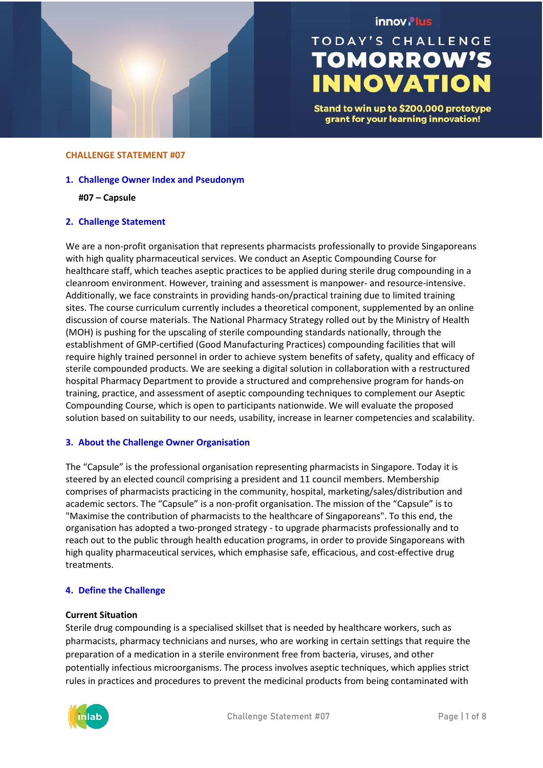innov Plus

TODAY'S CHALLENGE

# TOMORROW'S INNOVATION

Stand to win up to $200,000 prototype grant for your learning innovation!

## CHALLENGE STATEMENT #07

### 1. Challenge Owner Index and Pseudonym

**#07 – Capsule**

### 2. Challenge Statement

We are a non-profit organisation that represents pharmacists professionally to provide Singaporeans with high quality pharmaceutical services. We conduct an Aseptic Compounding Course for healthcare staff, which teaches aseptic practices to be applied during sterile drug compounding in a cleanroom environment. However, training and assessment is manpower- and resource-intensive. Additionally, we face constraints in providing hands-on/practical training due to limited training sites. The course curriculum currently includes a theoretical component, supplemented by an online discussion of course materials. The National Pharmacy Strategy rolled out by the Ministry of Health (MOH) is pushing for the upscaling of sterile compounding standards nationally, through the establishment of GMP-certified (Good Manufacturing Practices) compounding facilities that will require highly trained personnel in order to achieve system benefits of safety, quality and efficacy of sterile compounded products. We are seeking a digital solution in collaboration with a restructured hospital Pharmacy Department to provide a structured and comprehensive program for hands-on training, practice, and assessment of aseptic compounding techniques to complement our Aseptic Compounding Course, which is open to participants nationwide. We will evaluate the proposed solution based on suitability to our needs, usability, increase in learner competencies and scalability.

### 3. About the Challenge Owner Organisation

The "Capsule" is the professional organisation representing pharmacists in Singapore. Today it is steered by an elected council comprising a president and 11 council members. Membership comprises of pharmacists practicing in the community, hospital, marketing/sales/distribution and academic sectors. The "Capsule" is a non-profit organisation. The mission of the "Capsule" is to "Maximise the contribution of pharmacists to the healthcare of Singaporeans". To this end, the organisation has adopted a two-pronged strategy - to upgrade pharmacists professionally and to reach out to the public through health education programs, in order to provide Singaporeans with high quality pharmaceutical services, which emphasise safe, efficacious, and cost-effective drug treatments.

### 4. Define the Challenge

**Current Situation**

Sterile drug compounding is a specialised skillset that is needed by healthcare workers, such as pharmacists, pharmacy technicians and nurses, who are working in certain settings that require the preparation of a medication in a sterile environment free from bacteria, viruses, and other potentially infectious microorganisms. The process involves aseptic techniques, which applies strict rules in practices and procedures to prevent the medicinal products from being contaminated with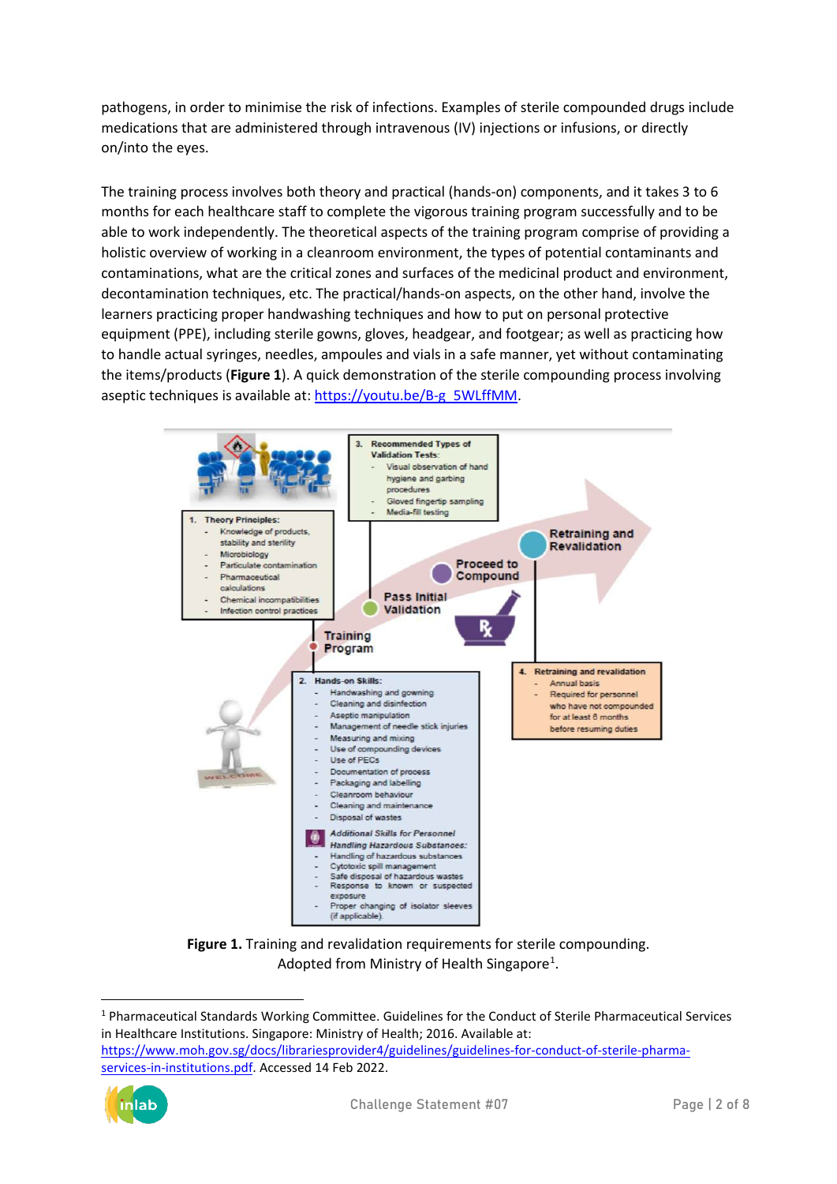pathogens, in order to minimise the risk of infections. Examples of sterile compounded drugs include medications that are administered through intravenous (IV) injections or infusions, or directly on/into the eyes.

The training process involves both theory and practical (hands-on) components, and it takes 3 to 6 months for each healthcare staff to complete the vigorous training program successfully and to be able to work independently. The theoretical aspects of the training program comprise of providing a holistic overview of working in a cleanroom environment, the types of potential contaminants and contaminations, what are the critical zones and surfaces of the medicinal product and environment, decontamination techniques, etc. The practical/hands-on aspects, on the other hand, involve the learners practicing proper handwashing techniques and how to put on personal protective equipment (PPE), including sterile gowns, gloves, headgear, and footgear; as well as practicing how to handle actual syringes, needles, ampoules and vials in a safe manner, yet without contaminating the items/products (**Figure 1**). A quick demonstration of the sterile compounding process involving aseptic techniques is available at: https://youtu.be/B-g_5WLffMM.

1. **Theory Principles:**
   - Knowledge of products, stability and sterility
   - Microbiology
   - Particulate contamination
   - Pharmaceutical calculations
   - Chemical incompatibilities
   - Infection control practices

2. **Hands-on Skills:**
   - Handwashing and gowning
   - Cleaning and disinfection
   - Aseptic manipulation
   - Management of needle stick injuries
   - Measuring and mixing
   - Use of compounding devices
   - Use of PECs
   - Documentation of process
   - Packaging and labelling
   - Cleanroom behaviour
   - Cleaning and maintenance
   - Disposal of wastes

   *Additional Skills for Personnel Handling Hazardous Substances:*
   - Handling of hazardous substances
   - Cytotoxic spill management
   - Safe disposal of hazardous wastes
   - Response to known or suspected exposure
   - Proper changing of isolator sleeves (if applicable)

3. **Recommended Types of Validation Tests:**
   - Visual observation of hand hygiene and garbing procedures
   - Gloved fingertip sampling
   - Media-fill testing

4. **Retraining and revalidation**
   - Annual basis
   - Required for personnel who have not compounded for at least 6 months before resuming duties

Training Program → Pass Initial Validation → Proceed to Compound → Retraining and Revalidation

**Figure 1.** Training and revalidation requirements for sterile compounding. Adopted from Ministry of Health Singapore[1].

[1] Pharmaceutical Standards Working Committee. Guidelines for the Conduct of Sterile Pharmaceutical Services in Healthcare Institutions. Singapore: Ministry of Health; 2016. Available at: https://www.moh.gov.sg/docs/librariesprovider4/guidelines/guidelines-for-conduct-of-sterile-pharma-services-in-institutions.pdf. Accessed 14 Feb 2022.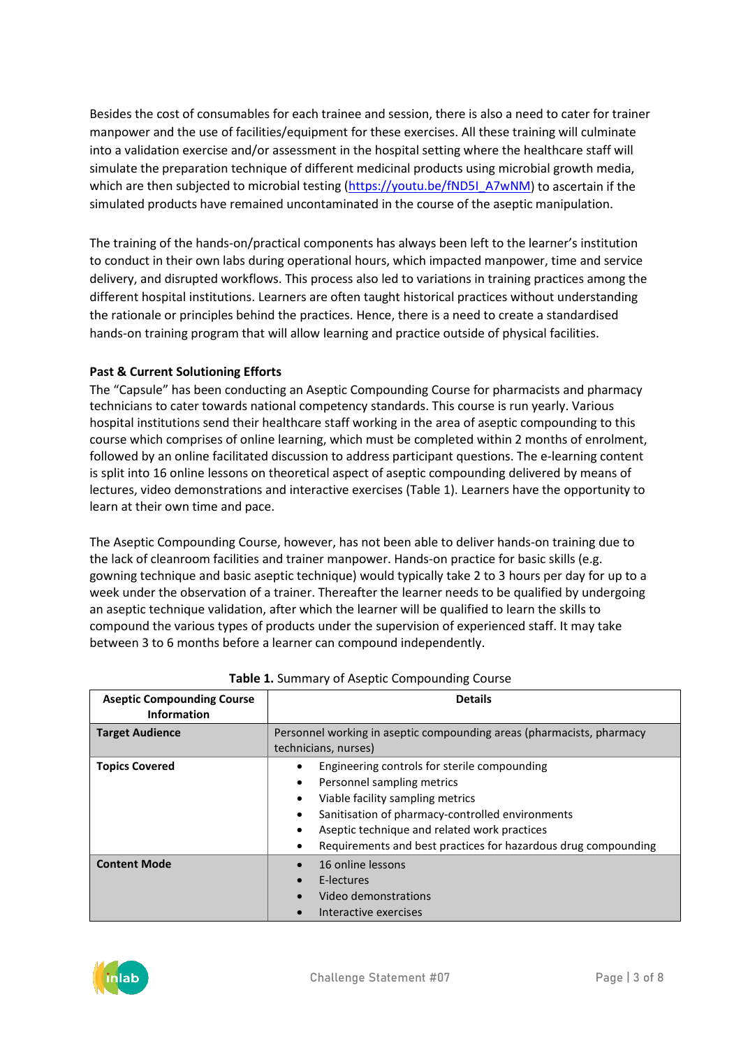Besides the cost of consumables for each trainee and session, there is also a need to cater for trainer manpower and the use of facilities/equipment for these exercises. All these training will culminate into a validation exercise and/or assessment in the hospital setting where the healthcare staff will simulate the preparation technique of different medicinal products using microbial growth media, which are then subjected to microbial testing (https://youtu.be/fND5I_A7wNM) to ascertain if the simulated products have remained uncontaminated in the course of the aseptic manipulation.

The training of the hands-on/practical components has always been left to the learner's institution to conduct in their own labs during operational hours, which impacted manpower, time and service delivery, and disrupted workflows. This process also led to variations in training practices among the different hospital institutions. Learners are often taught historical practices without understanding the rationale or principles behind the practices. Hence, there is a need to create a standardised hands-on training program that will allow learning and practice outside of physical facilities.

**Past & Current Solutioning Efforts**

The "Capsule" has been conducting an Aseptic Compounding Course for pharmacists and pharmacy technicians to cater towards national competency standards. This course is run yearly. Various hospital institutions send their healthcare staff working in the area of aseptic compounding to this course which comprises of online learning, which must be completed within 2 months of enrolment, followed by an online facilitated discussion to address participant questions. The e-learning content is split into 16 online lessons on theoretical aspect of aseptic compounding delivered by means of lectures, video demonstrations and interactive exercises (Table 1). Learners have the opportunity to learn at their own time and pace.

The Aseptic Compounding Course, however, has not been able to deliver hands-on training due to the lack of cleanroom facilities and trainer manpower. Hands-on practice for basic skills (e.g. gowning technique and basic aseptic technique) would typically take 2 to 3 hours per day for up to a week under the observation of a trainer. Thereafter the learner needs to be qualified by undergoing an aseptic technique validation, after which the learner will be qualified to learn the skills to compound the various types of products under the supervision of experienced staff. It may take between 3 to 6 months before a learner can compound independently.

**Table 1.** Summary of Aseptic Compounding Course

| Aseptic Compounding Course Information | Details |
| --- | --- |
| **Target Audience** | Personnel working in aseptic compounding areas (pharmacists, pharmacy technicians, nurses) |
| **Topics Covered** | • Engineering controls for sterile compounding<br>• Personnel sampling metrics<br>• Viable facility sampling metrics<br>• Sanitisation of pharmacy-controlled environments<br>• Aseptic technique and related work practices<br>• Requirements and best practices for hazardous drug compounding |
| **Content Mode** | • 16 online lessons<br>• E-lectures<br>• Video demonstrations<br>• Interactive exercises |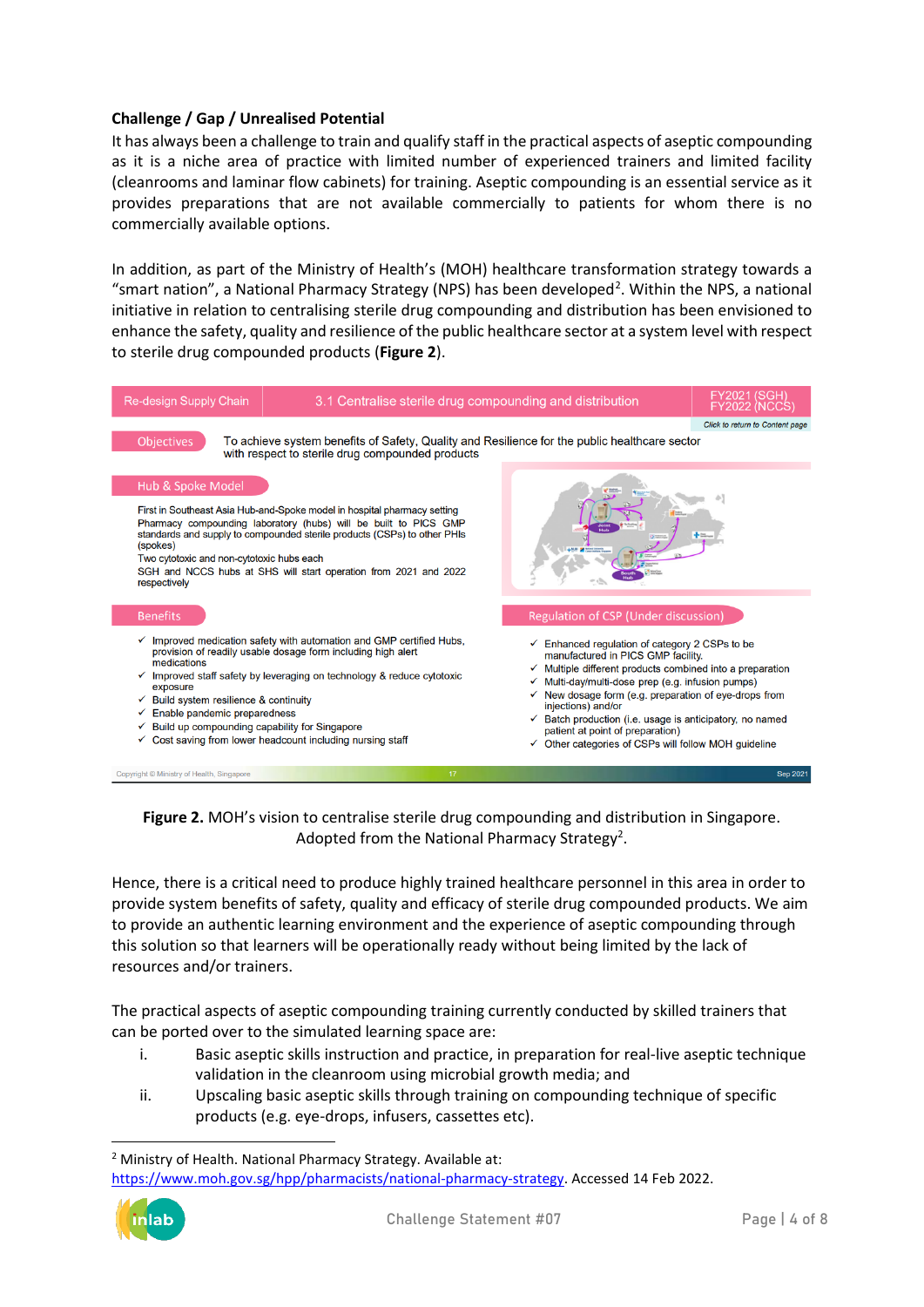**Challenge / Gap / Unrealised Potential**

It has always been a challenge to train and qualify staff in the practical aspects of aseptic compounding as it is a niche area of practice with limited number of experienced trainers and limited facility (cleanrooms and laminar flow cabinets) for training. Aseptic compounding is an essential service as it provides preparations that are not available commercially to patients for whom there is no commercially available options.

In addition, as part of the Ministry of Health's (MOH) healthcare transformation strategy towards a "smart nation", a National Pharmacy Strategy (NPS) has been developed[2]. Within the NPS, a national initiative in relation to centralising sterile drug compounding and distribution has been envisioned to enhance the safety, quality and resilience of the public healthcare sector at a system level with respect to sterile drug compounded products (**Figure 2**).

Re-design Supply Chain | 3.1 Centralise sterile drug compounding and distribution | FY2021 (SGH) FY2022 (NCCS)

*Click to return to Content page*

**Objectives**

To achieve system benefits of Safety, Quality and Resilience for the public healthcare sector with respect to sterile drug compounded products

**Hub & Spoke Model**

First in Southeast Asia Hub-and-Spoke model in hospital pharmacy setting

Pharmacy compounding laboratory (hubs) will be built to PICS GMP standards and supply to compounded sterile products (CSPs) to other PHIs (spokes)

Two cytotoxic and non-cytotoxic hubs each

SGH and NCCS hubs at SHS will start operation from 2021 and 2022 respectively

**Benefits**

- ✓ Improved medication safety with automation and GMP certified Hubs, provision of readily usable dosage form including high alert medications
- ✓ Improved staff safety by leveraging on technology & reduce cytotoxic exposure
- ✓ Build system resilience & continuity
- ✓ Enable pandemic preparedness
- ✓ Build up compounding capability for Singapore
- ✓ Cost saving from lower headcount including nursing staff

**Regulation of CSP (Under discussion)**

- ✓ Enhanced regulation of category 2 CSPs to be manufactured in PICS GMP facility.
- ✓ Multiple different products combined into a preparation
- ✓ Multi-day/multi-dose prep (e.g. infusion pumps)
- ✓ New dosage form (e.g. preparation of eye-drops from injections) and/or
- ✓ Batch production (i.e. usage is anticipatory, no named patient at point of preparation)
- ✓ Other categories of CSPs will follow MOH guideline

Copyright © Ministry of Health, Singapore | 17 | Sep 2021

**Figure 2.** MOH's vision to centralise sterile drug compounding and distribution in Singapore. Adopted from the National Pharmacy Strategy[2].

Hence, there is a critical need to produce highly trained healthcare personnel in this area in order to provide system benefits of safety, quality and efficacy of sterile drug compounded products. We aim to provide an authentic learning environment and the experience of aseptic compounding through this solution so that learners will be operationally ready without being limited by the lack of resources and/or trainers.

The practical aspects of aseptic compounding training currently conducted by skilled trainers that can be ported over to the simulated learning space are:

i. Basic aseptic skills instruction and practice, in preparation for real-live aseptic technique validation in the cleanroom using microbial growth media; and
ii. Upscaling basic aseptic skills through training on compounding technique of specific products (e.g. eye-drops, infusers, cassettes etc).

[2] Ministry of Health. National Pharmacy Strategy. Available at: https://www.moh.gov.sg/hpp/pharmacists/national-pharmacy-strategy. Accessed 14 Feb 2022.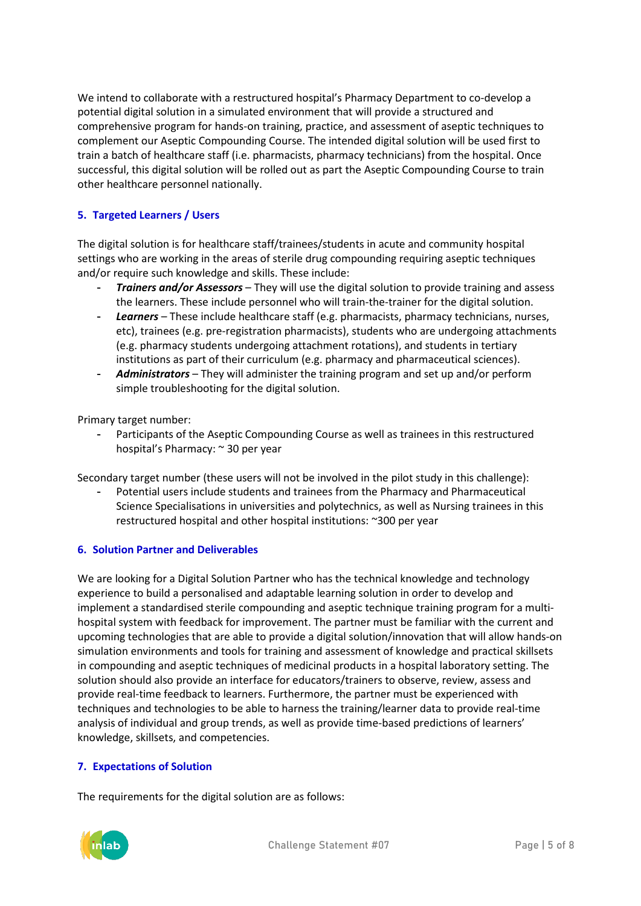We intend to collaborate with a restructured hospital's Pharmacy Department to co-develop a potential digital solution in a simulated environment that will provide a structured and comprehensive program for hands-on training, practice, and assessment of aseptic techniques to complement our Aseptic Compounding Course. The intended digital solution will be used first to train a batch of healthcare staff (i.e. pharmacists, pharmacy technicians) from the hospital. Once successful, this digital solution will be rolled out as part the Aseptic Compounding Course to train other healthcare personnel nationally.

## 5. Targeted Learners / Users

The digital solution is for healthcare staff/trainees/students in acute and community hospital settings who are working in the areas of sterile drug compounding requiring aseptic techniques and/or require such knowledge and skills. These include:

- ***Trainers and/or Assessors*** – They will use the digital solution to provide training and assess the learners. These include personnel who will train-the-trainer for the digital solution.
- ***Learners*** – These include healthcare staff (e.g. pharmacists, pharmacy technicians, nurses, etc), trainees (e.g. pre-registration pharmacists), students who are undergoing attachments (e.g. pharmacy students undergoing attachment rotations), and students in tertiary institutions as part of their curriculum (e.g. pharmacy and pharmaceutical sciences).
- ***Administrators*** – They will administer the training program and set up and/or perform simple troubleshooting for the digital solution.

Primary target number:

- Participants of the Aseptic Compounding Course as well as trainees in this restructured hospital's Pharmacy: ~ 30 per year

Secondary target number (these users will not be involved in the pilot study in this challenge):

- Potential users include students and trainees from the Pharmacy and Pharmaceutical Science Specialisations in universities and polytechnics, as well as Nursing trainees in this restructured hospital and other hospital institutions: ~300 per year

## 6. Solution Partner and Deliverables

We are looking for a Digital Solution Partner who has the technical knowledge and technology experience to build a personalised and adaptable learning solution in order to develop and implement a standardised sterile compounding and aseptic technique training program for a multi-hospital system with feedback for improvement. The partner must be familiar with the current and upcoming technologies that are able to provide a digital solution/innovation that will allow hands-on simulation environments and tools for training and assessment of knowledge and practical skillsets in compounding and aseptic techniques of medicinal products in a hospital laboratory setting. The solution should also provide an interface for educators/trainers to observe, review, assess and provide real-time feedback to learners. Furthermore, the partner must be experienced with techniques and technologies to be able to harness the training/learner data to provide real-time analysis of individual and group trends, as well as provide time-based predictions of learners' knowledge, skillsets, and competencies.

## 7. Expectations of Solution

The requirements for the digital solution are as follows: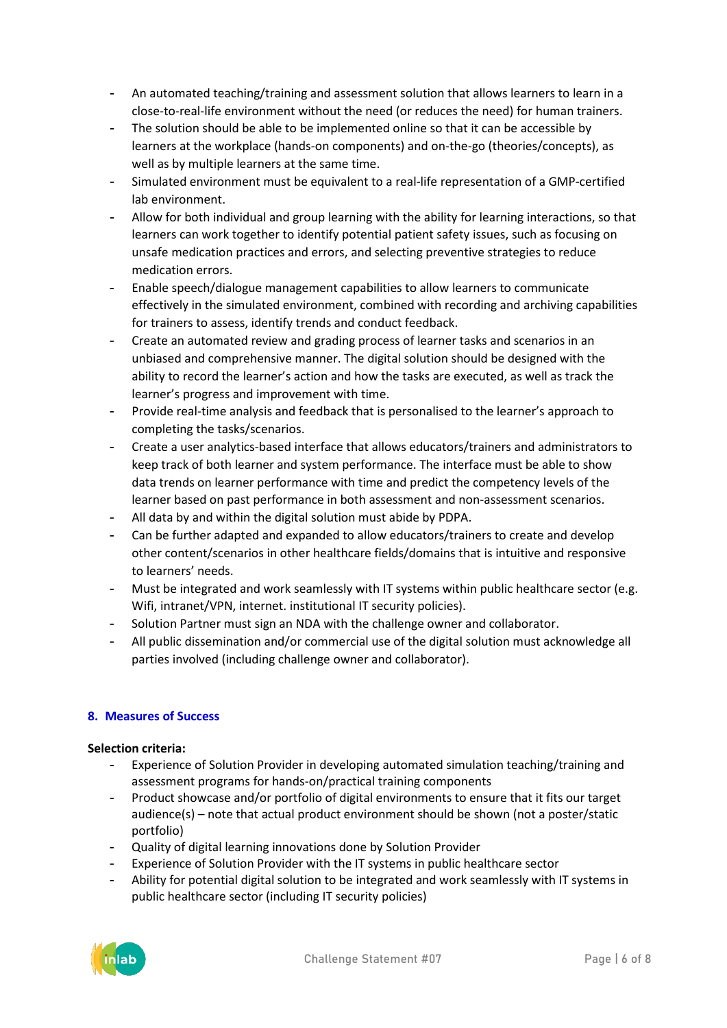- An automated teaching/training and assessment solution that allows learners to learn in a close-to-real-life environment without the need (or reduces the need) for human trainers.
- The solution should be able to be implemented online so that it can be accessible by learners at the workplace (hands-on components) and on-the-go (theories/concepts), as well as by multiple learners at the same time.
- Simulated environment must be equivalent to a real-life representation of a GMP-certified lab environment.
- Allow for both individual and group learning with the ability for learning interactions, so that learners can work together to identify potential patient safety issues, such as focusing on unsafe medication practices and errors, and selecting preventive strategies to reduce medication errors.
- Enable speech/dialogue management capabilities to allow learners to communicate effectively in the simulated environment, combined with recording and archiving capabilities for trainers to assess, identify trends and conduct feedback.
- Create an automated review and grading process of learner tasks and scenarios in an unbiased and comprehensive manner. The digital solution should be designed with the ability to record the learner's action and how the tasks are executed, as well as track the learner's progress and improvement with time.
- Provide real-time analysis and feedback that is personalised to the learner's approach to completing the tasks/scenarios.
- Create a user analytics-based interface that allows educators/trainers and administrators to keep track of both learner and system performance. The interface must be able to show data trends on learner performance with time and predict the competency levels of the learner based on past performance in both assessment and non-assessment scenarios.
- All data by and within the digital solution must abide by PDPA.
- Can be further adapted and expanded to allow educators/trainers to create and develop other content/scenarios in other healthcare fields/domains that is intuitive and responsive to learners' needs.
- Must be integrated and work seamlessly with IT systems within public healthcare sector (e.g. Wifi, intranet/VPN, internet. institutional IT security policies).
- Solution Partner must sign an NDA with the challenge owner and collaborator.
- All public dissemination and/or commercial use of the digital solution must acknowledge all parties involved (including challenge owner and collaborator).

## 8. Measures of Success

**Selection criteria:**

- Experience of Solution Provider in developing automated simulation teaching/training and assessment programs for hands-on/practical training components
- Product showcase and/or portfolio of digital environments to ensure that it fits our target audience(s) – note that actual product environment should be shown (not a poster/static portfolio)
- Quality of digital learning innovations done by Solution Provider
- Experience of Solution Provider with the IT systems in public healthcare sector
- Ability for potential digital solution to be integrated and work seamlessly with IT systems in public healthcare sector (including IT security policies)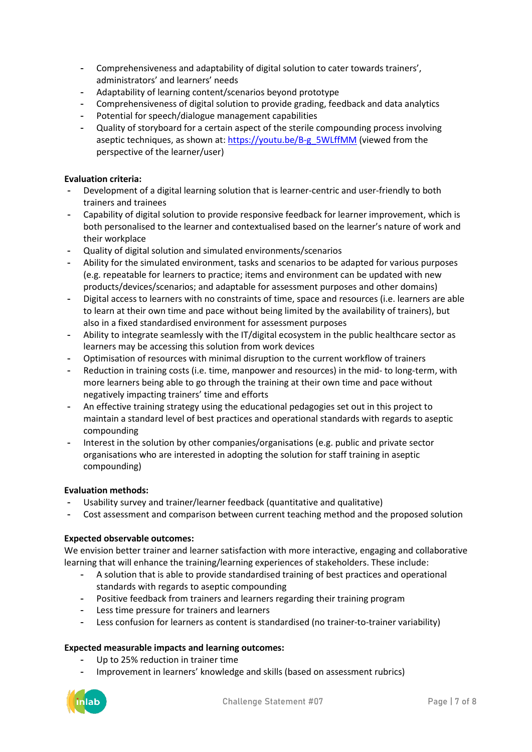- Comprehensiveness and adaptability of digital solution to cater towards trainers', administrators' and learners' needs
- Adaptability of learning content/scenarios beyond prototype
- Comprehensiveness of digital solution to provide grading, feedback and data analytics
- Potential for speech/dialogue management capabilities
- Quality of storyboard for a certain aspect of the sterile compounding process involving aseptic techniques, as shown at: https://youtu.be/B-g_5WLffMM (viewed from the perspective of the learner/user)

**Evaluation criteria:**

- Development of a digital learning solution that is learner-centric and user-friendly to both trainers and trainees
- Capability of digital solution to provide responsive feedback for learner improvement, which is both personalised to the learner and contextualised based on the learner's nature of work and their workplace
- Quality of digital solution and simulated environments/scenarios
- Ability for the simulated environment, tasks and scenarios to be adapted for various purposes (e.g. repeatable for learners to practice; items and environment can be updated with new products/devices/scenarios; and adaptable for assessment purposes and other domains)
- Digital access to learners with no constraints of time, space and resources (i.e. learners are able to learn at their own time and pace without being limited by the availability of trainers), but also in a fixed standardised environment for assessment purposes
- Ability to integrate seamlessly with the IT/digital ecosystem in the public healthcare sector as learners may be accessing this solution from work devices
- Optimisation of resources with minimal disruption to the current workflow of trainers
- Reduction in training costs (i.e. time, manpower and resources) in the mid- to long-term, with more learners being able to go through the training at their own time and pace without negatively impacting trainers' time and efforts
- An effective training strategy using the educational pedagogies set out in this project to maintain a standard level of best practices and operational standards with regards to aseptic compounding
- Interest in the solution by other companies/organisations (e.g. public and private sector organisations who are interested in adopting the solution for staff training in aseptic compounding)

**Evaluation methods:**

- Usability survey and trainer/learner feedback (quantitative and qualitative)
- Cost assessment and comparison between current teaching method and the proposed solution

**Expected observable outcomes:**

We envision better trainer and learner satisfaction with more interactive, engaging and collaborative learning that will enhance the training/learning experiences of stakeholders. These include:

- A solution that is able to provide standardised training of best practices and operational standards with regards to aseptic compounding
- Positive feedback from trainers and learners regarding their training program
- Less time pressure for trainers and learners
- Less confusion for learners as content is standardised (no trainer-to-trainer variability)

**Expected measurable impacts and learning outcomes:**

- Up to 25% reduction in trainer time
- Improvement in learners' knowledge and skills (based on assessment rubrics)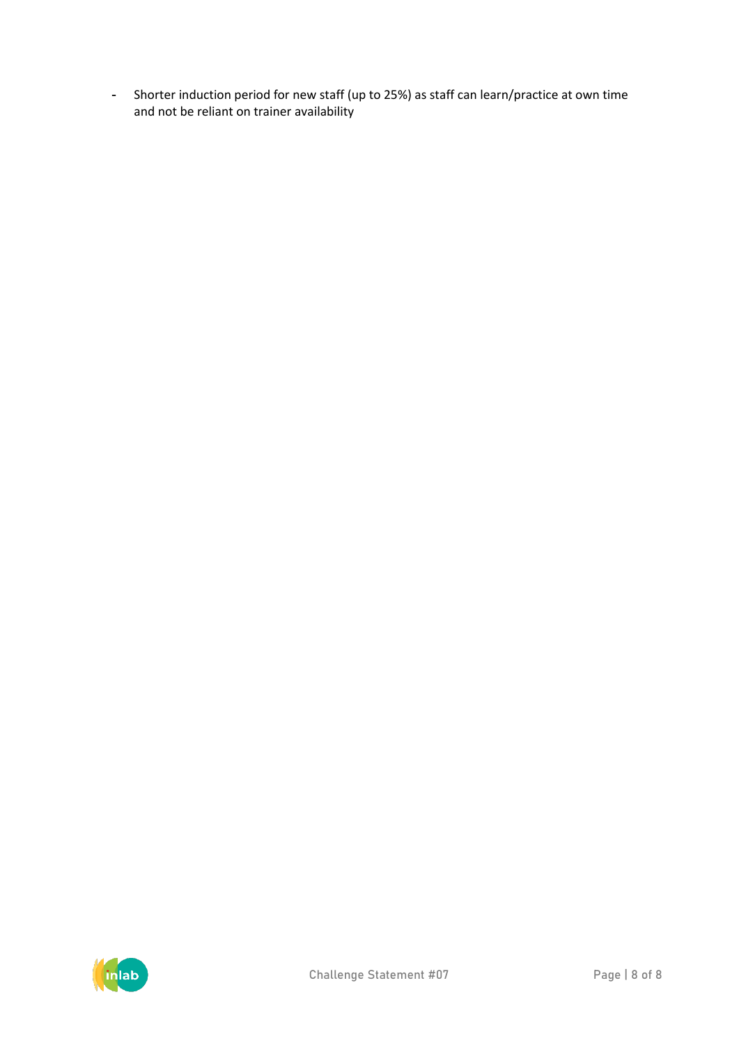- Shorter induction period for new staff (up to 25%) as staff can learn/practice at own time and not be reliant on trainer availability